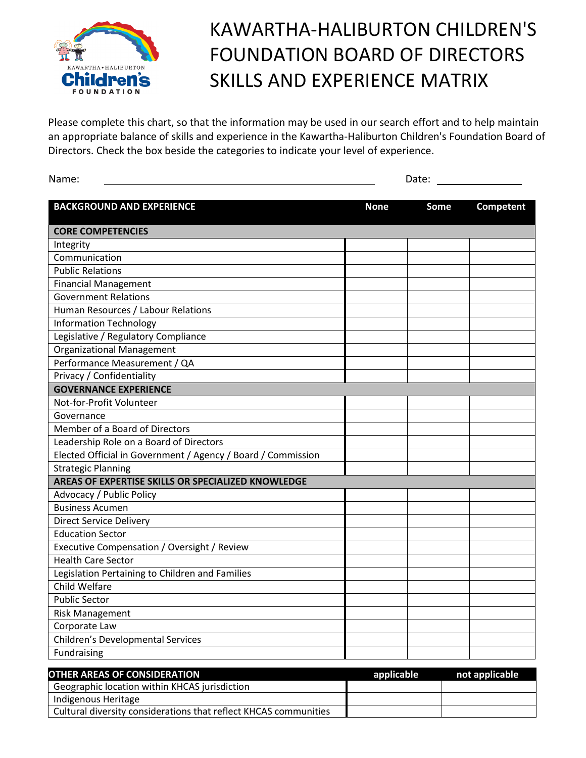# KAWARTHA-HALIBURTON CHILDREN'S FOUNDATION BOARD OF DIRECTORS SKILLS AND EXPERIENCE MATRIX

Please complete this chart, so that the information may be used in our search effort and to help maintain an appropriate balance of skills and experience in the Kawartha-Haliburton Children's Foundation Board of Directors. Check the box beside the categories to indicate your level of experience.

Name: ______________________________ Date: ______________

| BACKGROUND AND EXPERIENCE | None | Some | Competent |
|---|---|---|---|
| **CORE COMPETENCIES** | | | |
| Integrity | | | |
| Communication | | | |
| Public Relations | | | |
| Financial Management | | | |
| Government Relations | | | |
| Human Resources / Labour Relations | | | |
| Information Technology | | | |
| Legislative / Regulatory Compliance | | | |
| Organizational Management | | | |
| Performance Measurement / QA | | | |
| Privacy / Confidentiality | | | |
| **GOVERNANCE EXPERIENCE** | | | |
| Not-for-Profit Volunteer | | | |
| Governance | | | |
| Member of a Board of Directors | | | |
| Leadership Role on a Board of Directors | | | |
| Elected Official in Government / Agency / Board / Commission | | | |
| Strategic Planning | | | |
| **AREAS OF EXPERTISE SKILLS OR SPECIALIZED KNOWLEDGE** | | | |
| Advocacy / Public Policy | | | |
| Business Acumen | | | |
| Direct Service Delivery | | | |
| Education Sector | | | |
| Executive Compensation / Oversight / Review | | | |
| Health Care Sector | | | |
| Legislation Pertaining to Children and Families | | | |
| Child Welfare | | | |
| Public Sector | | | |
| Risk Management | | | |
| Corporate Law | | | |
| Children's Developmental Services | | | |
| Fundraising | | | |

| OTHER AREAS OF CONSIDERATION | applicable | not applicable |
|---|---|---|
| Geographic location within KHCAS jurisdiction | | |
| Indigenous Heritage | | |
| Cultural diversity considerations that reflect KHCAS communities | | |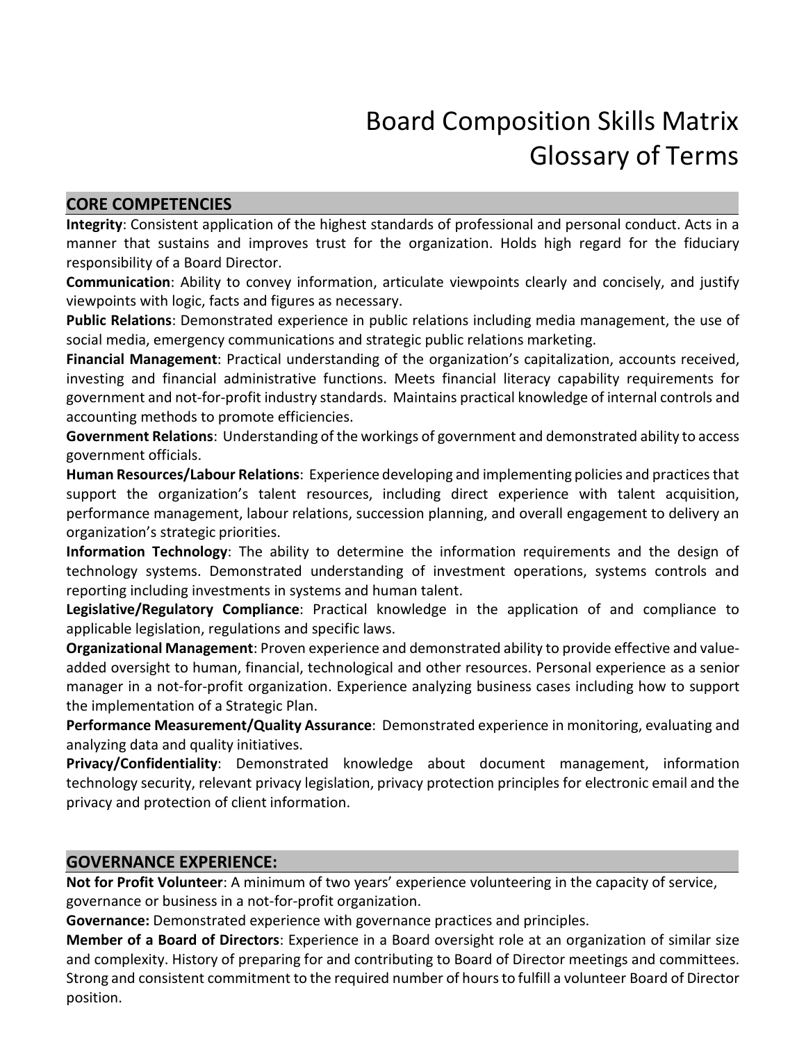# Board Composition Skills Matrix
# Glossary of Terms

## CORE COMPETENCIES

**Integrity**: Consistent application of the highest standards of professional and personal conduct. Acts in a manner that sustains and improves trust for the organization. Holds high regard for the fiduciary responsibility of a Board Director.

**Communication**: Ability to convey information, articulate viewpoints clearly and concisely, and justify viewpoints with logic, facts and figures as necessary.

**Public Relations**: Demonstrated experience in public relations including media management, the use of social media, emergency communications and strategic public relations marketing.

**Financial Management**: Practical understanding of the organization's capitalization, accounts received, investing and financial administrative functions. Meets financial literacy capability requirements for government and not-for-profit industry standards. Maintains practical knowledge of internal controls and accounting methods to promote efficiencies.

**Government Relations**: Understanding of the workings of government and demonstrated ability to access government officials.

**Human Resources/Labour Relations**: Experience developing and implementing policies and practices that support the organization's talent resources, including direct experience with talent acquisition, performance management, labour relations, succession planning, and overall engagement to delivery an organization's strategic priorities.

**Information Technology**: The ability to determine the information requirements and the design of technology systems. Demonstrated understanding of investment operations, systems controls and reporting including investments in systems and human talent.

**Legislative/Regulatory Compliance**: Practical knowledge in the application of and compliance to applicable legislation, regulations and specific laws.

**Organizational Management**: Proven experience and demonstrated ability to provide effective and value-added oversight to human, financial, technological and other resources. Personal experience as a senior manager in a not-for-profit organization. Experience analyzing business cases including how to support the implementation of a Strategic Plan.

**Performance Measurement/Quality Assurance**: Demonstrated experience in monitoring, evaluating and analyzing data and quality initiatives.

**Privacy/Confidentiality**: Demonstrated knowledge about document management, information technology security, relevant privacy legislation, privacy protection principles for electronic email and the privacy and protection of client information.

## GOVERNANCE EXPERIENCE:

**Not for Profit Volunteer**: A minimum of two years' experience volunteering in the capacity of service, governance or business in a not-for-profit organization.

**Governance:** Demonstrated experience with governance practices and principles.

**Member of a Board of Directors**: Experience in a Board oversight role at an organization of similar size and complexity. History of preparing for and contributing to Board of Director meetings and committees. Strong and consistent commitment to the required number of hours to fulfill a volunteer Board of Director position.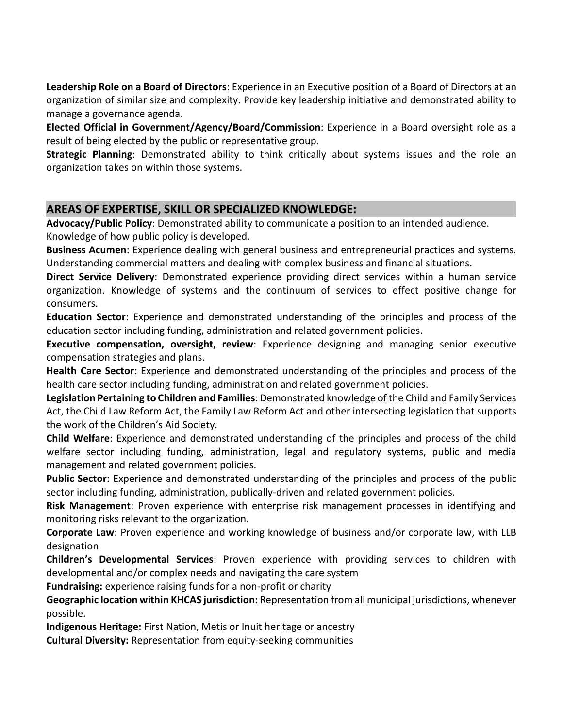**Leadership Role on a Board of Directors**: Experience in an Executive position of a Board of Directors at an organization of similar size and complexity. Provide key leadership initiative and demonstrated ability to manage a governance agenda.

**Elected Official in Government/Agency/Board/Commission**: Experience in a Board oversight role as a result of being elected by the public or representative group.

**Strategic Planning**: Demonstrated ability to think critically about systems issues and the role an organization takes on within those systems.

## AREAS OF EXPERTISE, SKILL OR SPECIALIZED KNOWLEDGE:

**Advocacy/Public Policy**: Demonstrated ability to communicate a position to an intended audience. Knowledge of how public policy is developed.

**Business Acumen**: Experience dealing with general business and entrepreneurial practices and systems. Understanding commercial matters and dealing with complex business and financial situations.

**Direct Service Delivery**: Demonstrated experience providing direct services within a human service organization. Knowledge of systems and the continuum of services to effect positive change for consumers.

**Education Sector**: Experience and demonstrated understanding of the principles and process of the education sector including funding, administration and related government policies.

**Executive compensation, oversight, review**: Experience designing and managing senior executive compensation strategies and plans.

**Health Care Sector**: Experience and demonstrated understanding of the principles and process of the health care sector including funding, administration and related government policies.

**Legislation Pertaining to Children and Families**: Demonstrated knowledge of the Child and Family Services Act, the Child Law Reform Act, the Family Law Reform Act and other intersecting legislation that supports the work of the Children's Aid Society.

**Child Welfare**: Experience and demonstrated understanding of the principles and process of the child welfare sector including funding, administration, legal and regulatory systems, public and media management and related government policies.

**Public Sector**: Experience and demonstrated understanding of the principles and process of the public sector including funding, administration, publically-driven and related government policies.

**Risk Management**: Proven experience with enterprise risk management processes in identifying and monitoring risks relevant to the organization.

**Corporate Law**: Proven experience and working knowledge of business and/or corporate law, with LLB designation

**Children's Developmental Services**: Proven experience with providing services to children with developmental and/or complex needs and navigating the care system

**Fundraising:** experience raising funds for a non-profit or charity

**Geographic location within KHCAS jurisdiction:** Representation from all municipal jurisdictions, whenever possible.

**Indigenous Heritage:** First Nation, Metis or Inuit heritage or ancestry

**Cultural Diversity:** Representation from equity-seeking communities